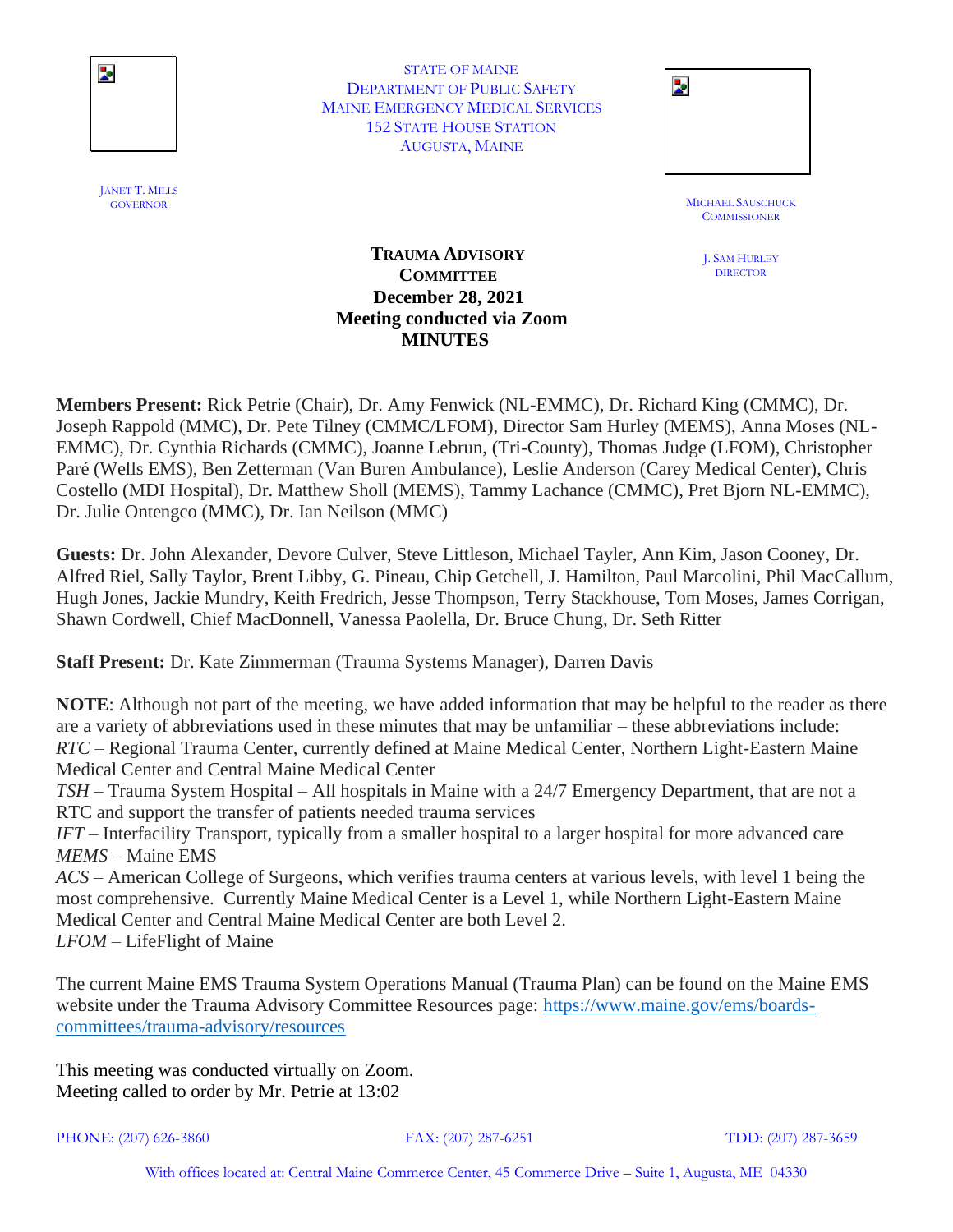STATE OF MAINE
DEPARTMENT OF PUBLIC SAFETY
MAINE EMERGENCY MEDICAL SERVICES
152 STATE HOUSE STATION
AUGUSTA, MAINE

JANET T. MILLS
GOVERNOR

MICHAEL SAUSCHUCK
COMMISSIONER

J. SAM HURLEY
DIRECTOR

**TRAUMA ADVISORY COMMITTEE**
**December 28, 2021**
**Meeting conducted via Zoom**
**MINUTES**

**Members Present:** Rick Petrie (Chair), Dr. Amy Fenwick (NL-EMMC), Dr. Richard King (CMMC), Dr. Joseph Rappold (MMC), Dr. Pete Tilney (CMMC/LFOM), Director Sam Hurley (MEMS), Anna Moses (NL-EMMC), Dr. Cynthia Richards (CMMC), Joanne Lebrun, (Tri-County), Thomas Judge (LFOM), Christopher Paré (Wells EMS), Ben Zetterman (Van Buren Ambulance), Leslie Anderson (Carey Medical Center), Chris Costello (MDI Hospital), Dr. Matthew Sholl (MEMS), Tammy Lachance (CMMC), Pret Bjorn NL-EMMC), Dr. Julie Ontengco (MMC), Dr. Ian Neilson (MMC)

**Guests:** Dr. John Alexander, Devore Culver, Steve Littleson, Michael Tayler, Ann Kim, Jason Cooney, Dr. Alfred Riel, Sally Taylor, Brent Libby, G. Pineau, Chip Getchell, J. Hamilton, Paul Marcolini, Phil MacCallum, Hugh Jones, Jackie Mundry, Keith Fredrich, Jesse Thompson, Terry Stackhouse, Tom Moses, James Corrigan, Shawn Cordwell, Chief MacDonnell, Vanessa Paolella, Dr. Bruce Chung, Dr. Seth Ritter

**Staff Present:** Dr. Kate Zimmerman (Trauma Systems Manager), Darren Davis

**NOTE**: Although not part of the meeting, we have added information that may be helpful to the reader as there are a variety of abbreviations used in these minutes that may be unfamiliar – these abbreviations include:
*RTC* – Regional Trauma Center, currently defined at Maine Medical Center, Northern Light-Eastern Maine Medical Center and Central Maine Medical Center
*TSH* – Trauma System Hospital – All hospitals in Maine with a 24/7 Emergency Department, that are not a RTC and support the transfer of patients needed trauma services
*IFT* – Interfacility Transport, typically from a smaller hospital to a larger hospital for more advanced care
*MEMS* – Maine EMS
*ACS* – American College of Surgeons, which verifies trauma centers at various levels, with level 1 being the most comprehensive. Currently Maine Medical Center is a Level 1, while Northern Light-Eastern Maine Medical Center and Central Maine Medical Center are both Level 2.
*LFOM* – LifeFlight of Maine

The current Maine EMS Trauma System Operations Manual (Trauma Plan) can be found on the Maine EMS website under the Trauma Advisory Committee Resources page: https://www.maine.gov/ems/boards-committees/trauma-advisory/resources

This meeting was conducted virtually on Zoom.
Meeting called to order by Mr. Petrie at 13:02

PHONE: (207) 626-3860 FAX: (207) 287-6251 TDD: (207) 287-3659

With offices located at: Central Maine Commerce Center, 45 Commerce Drive – Suite 1, Augusta, ME 04330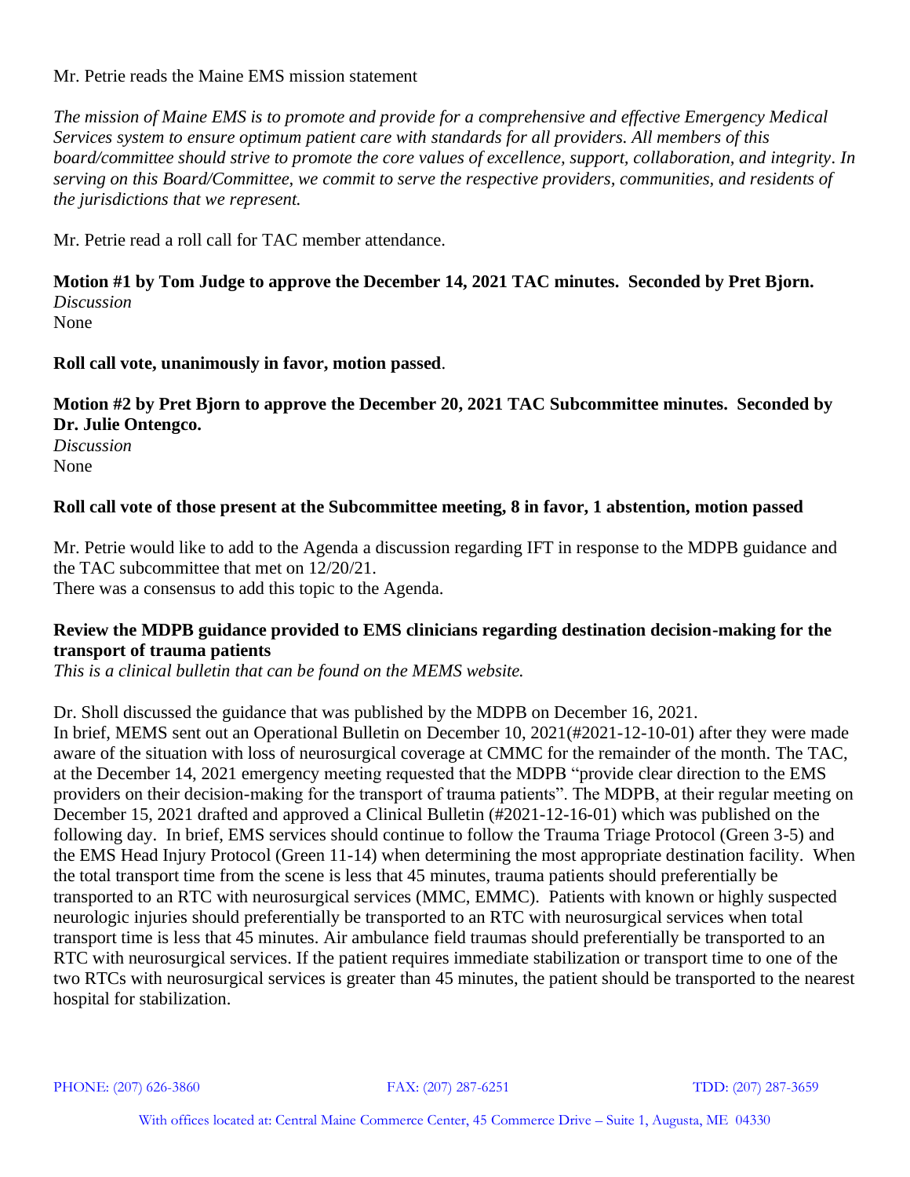Mr. Petrie reads the Maine EMS mission statement

*The mission of Maine EMS is to promote and provide for a comprehensive and effective Emergency Medical Services system to ensure optimum patient care with standards for all providers. All members of this board/committee should strive to promote the core values of excellence, support, collaboration, and integrity. In serving on this Board/Committee, we commit to serve the respective providers, communities, and residents of the jurisdictions that we represent.*

Mr. Petrie read a roll call for TAC member attendance.

**Motion #1 by Tom Judge to approve the December 14, 2021 TAC minutes. Seconded by Pret Bjorn.**
*Discussion*
None

**Roll call vote, unanimously in favor, motion passed**.

**Motion #2 by Pret Bjorn to approve the December 20, 2021 TAC Subcommittee minutes. Seconded by Dr. Julie Ontengco.**
*Discussion*
None

**Roll call vote of those present at the Subcommittee meeting, 8 in favor, 1 abstention, motion passed**

Mr. Petrie would like to add to the Agenda a discussion regarding IFT in response to the MDPB guidance and the TAC subcommittee that met on 12/20/21.
There was a consensus to add this topic to the Agenda.

**Review the MDPB guidance provided to EMS clinicians regarding destination decision-making for the transport of trauma patients**
*This is a clinical bulletin that can be found on the MEMS website.*

Dr. Sholl discussed the guidance that was published by the MDPB on December 16, 2021.
In brief, MEMS sent out an Operational Bulletin on December 10, 2021(#2021-12-10-01) after they were made aware of the situation with loss of neurosurgical coverage at CMMC for the remainder of the month. The TAC, at the December 14, 2021 emergency meeting requested that the MDPB "provide clear direction to the EMS providers on their decision-making for the transport of trauma patients". The MDPB, at their regular meeting on December 15, 2021 drafted and approved a Clinical Bulletin (#2021-12-16-01) which was published on the following day. In brief, EMS services should continue to follow the Trauma Triage Protocol (Green 3-5) and the EMS Head Injury Protocol (Green 11-14) when determining the most appropriate destination facility. When the total transport time from the scene is less that 45 minutes, trauma patients should preferentially be transported to an RTC with neurosurgical services (MMC, EMMC). Patients with known or highly suspected neurologic injuries should preferentially be transported to an RTC with neurosurgical services when total transport time is less that 45 minutes. Air ambulance field traumas should preferentially be transported to an RTC with neurosurgical services. If the patient requires immediate stabilization or transport time to one of the two RTCs with neurosurgical services is greater than 45 minutes, the patient should be transported to the nearest hospital for stabilization.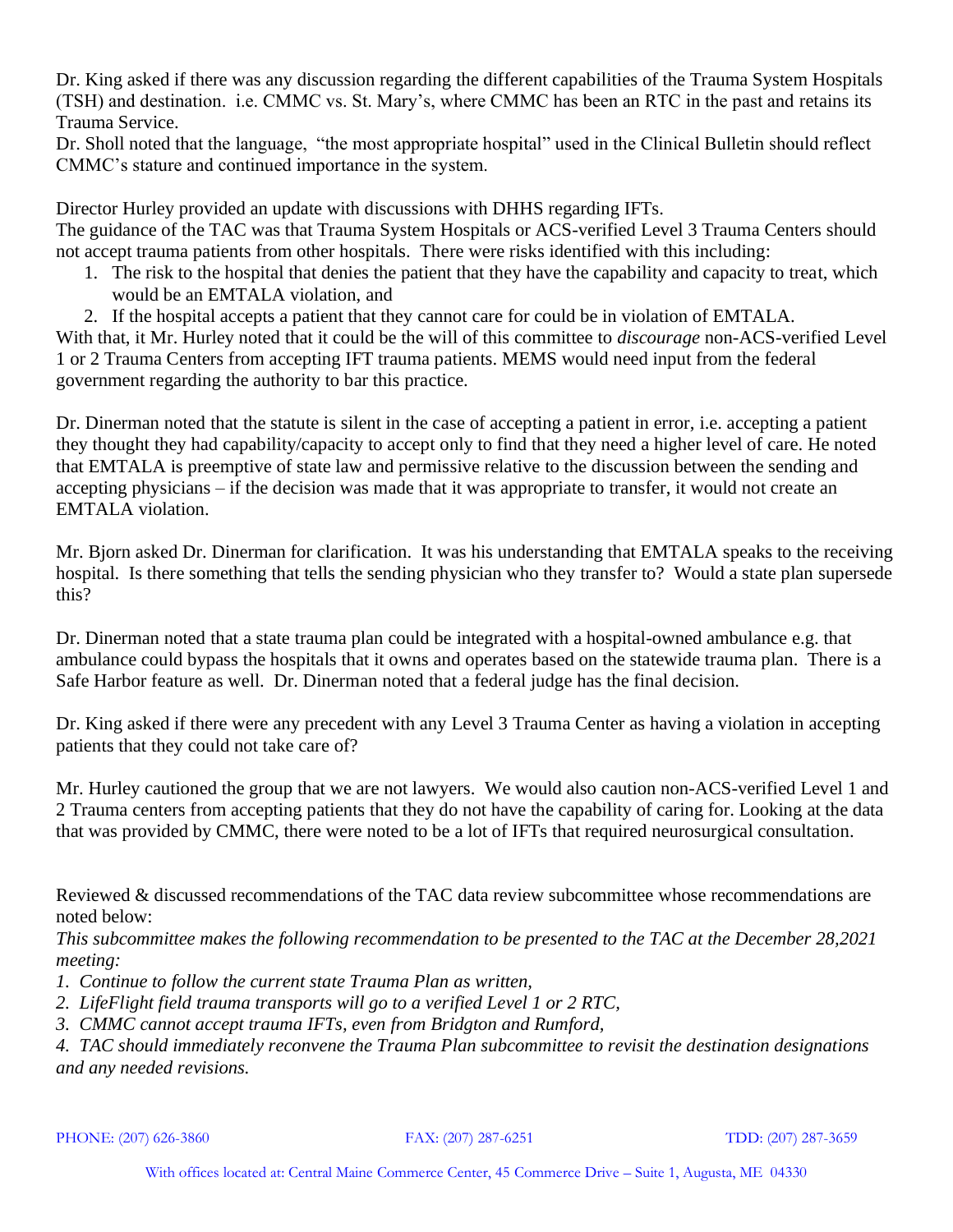Dr. King asked if there was any discussion regarding the different capabilities of the Trauma System Hospitals (TSH) and destination. i.e. CMMC vs. St. Mary's, where CMMC has been an RTC in the past and retains its Trauma Service.
Dr. Sholl noted that the language, "the most appropriate hospital" used in the Clinical Bulletin should reflect CMMC's stature and continued importance in the system.

Director Hurley provided an update with discussions with DHHS regarding IFTs.
The guidance of the TAC was that Trauma System Hospitals or ACS-verified Level 3 Trauma Centers should not accept trauma patients from other hospitals. There were risks identified with this including:

1. The risk to the hospital that denies the patient that they have the capability and capacity to treat, which would be an EMTALA violation, and
2. If the hospital accepts a patient that they cannot care for could be in violation of EMTALA.

With that, it Mr. Hurley noted that it could be the will of this committee to *discourage* non-ACS-verified Level 1 or 2 Trauma Centers from accepting IFT trauma patients. MEMS would need input from the federal government regarding the authority to bar this practice.

Dr. Dinerman noted that the statute is silent in the case of accepting a patient in error, i.e. accepting a patient they thought they had capability/capacity to accept only to find that they need a higher level of care. He noted that EMTALA is preemptive of state law and permissive relative to the discussion between the sending and accepting physicians – if the decision was made that it was appropriate to transfer, it would not create an EMTALA violation.

Mr. Bjorn asked Dr. Dinerman for clarification. It was his understanding that EMTALA speaks to the receiving hospital. Is there something that tells the sending physician who they transfer to? Would a state plan supersede this?

Dr. Dinerman noted that a state trauma plan could be integrated with a hospital-owned ambulance e.g. that ambulance could bypass the hospitals that it owns and operates based on the statewide trauma plan. There is a Safe Harbor feature as well. Dr. Dinerman noted that a federal judge has the final decision.

Dr. King asked if there were any precedent with any Level 3 Trauma Center as having a violation in accepting patients that they could not take care of?

Mr. Hurley cautioned the group that we are not lawyers. We would also caution non-ACS-verified Level 1 and 2 Trauma centers from accepting patients that they do not have the capability of caring for. Looking at the data that was provided by CMMC, there were noted to be a lot of IFTs that required neurosurgical consultation.

Reviewed & discussed recommendations of the TAC data review subcommittee whose recommendations are noted below:
*This subcommittee makes the following recommendation to be presented to the TAC at the December 28,2021 meeting:*

1. *Continue to follow the current state Trauma Plan as written,*
2. *LifeFlight field trauma transports will go to a verified Level 1 or 2 RTC,*
3. *CMMC cannot accept trauma IFTs, even from Bridgton and Rumford,*
4. *TAC should immediately reconvene the Trauma Plan subcommittee to revisit the destination designations and any needed revisions.*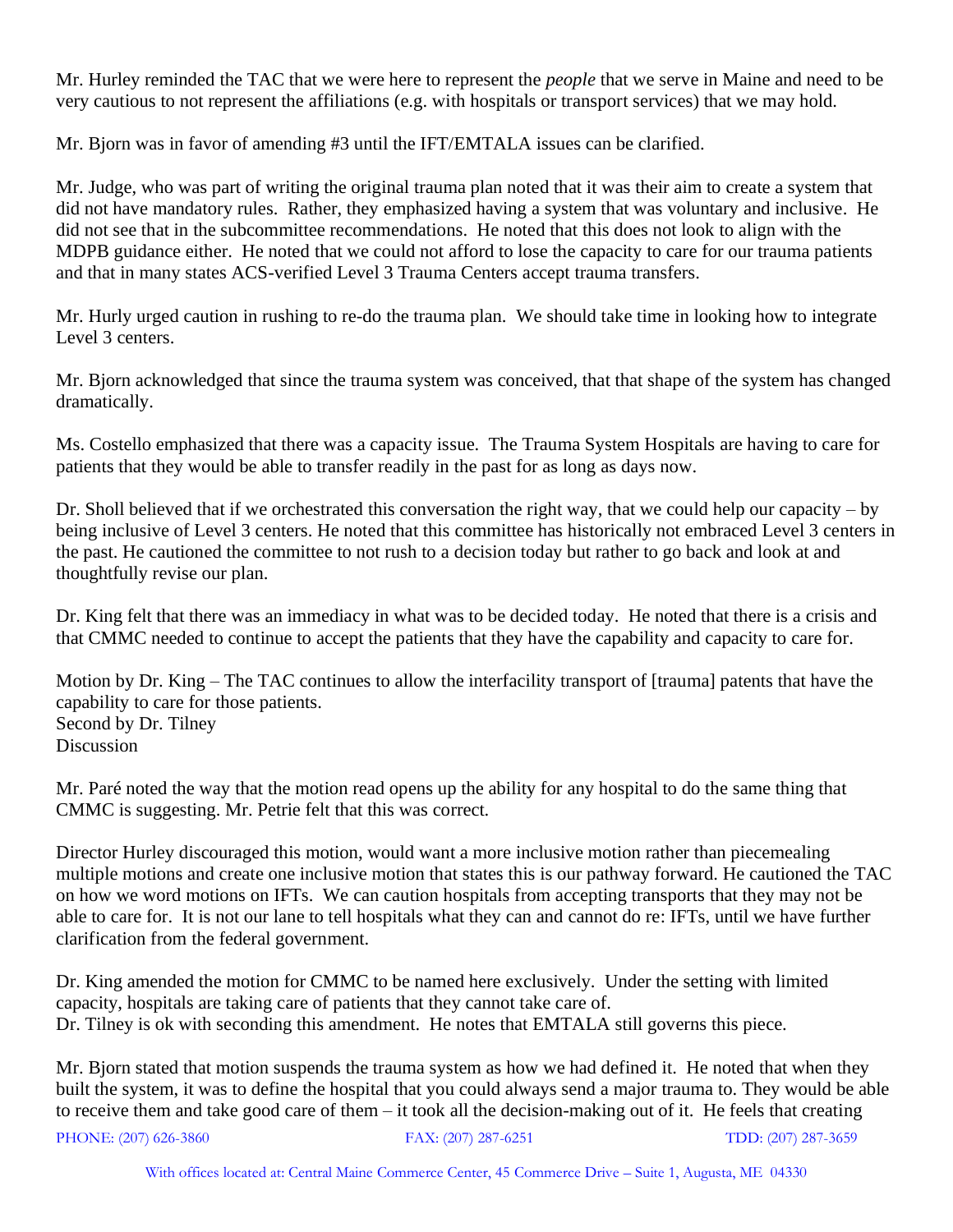Mr. Hurley reminded the TAC that we were here to represent the *people* that we serve in Maine and need to be very cautious to not represent the affiliations (e.g. with hospitals or transport services) that we may hold.

Mr. Bjorn was in favor of amending #3 until the IFT/EMTALA issues can be clarified.

Mr. Judge, who was part of writing the original trauma plan noted that it was their aim to create a system that did not have mandatory rules. Rather, they emphasized having a system that was voluntary and inclusive. He did not see that in the subcommittee recommendations. He noted that this does not look to align with the MDPB guidance either. He noted that we could not afford to lose the capacity to care for our trauma patients and that in many states ACS-verified Level 3 Trauma Centers accept trauma transfers.

Mr. Hurly urged caution in rushing to re-do the trauma plan. We should take time in looking how to integrate Level 3 centers.

Mr. Bjorn acknowledged that since the trauma system was conceived, that that shape of the system has changed dramatically.

Ms. Costello emphasized that there was a capacity issue. The Trauma System Hospitals are having to care for patients that they would be able to transfer readily in the past for as long as days now.

Dr. Sholl believed that if we orchestrated this conversation the right way, that we could help our capacity – by being inclusive of Level 3 centers. He noted that this committee has historically not embraced Level 3 centers in the past. He cautioned the committee to not rush to a decision today but rather to go back and look at and thoughtfully revise our plan.

Dr. King felt that there was an immediacy in what was to be decided today. He noted that there is a crisis and that CMMC needed to continue to accept the patients that they have the capability and capacity to care for.

Motion by Dr. King – The TAC continues to allow the interfacility transport of [trauma] patents that have the capability to care for those patients.
Second by Dr. Tilney
Discussion

Mr. Paré noted the way that the motion read opens up the ability for any hospital to do the same thing that CMMC is suggesting. Mr. Petrie felt that this was correct.

Director Hurley discouraged this motion, would want a more inclusive motion rather than piecemealing multiple motions and create one inclusive motion that states this is our pathway forward. He cautioned the TAC on how we word motions on IFTs. We can caution hospitals from accepting transports that they may not be able to care for. It is not our lane to tell hospitals what they can and cannot do re: IFTs, until we have further clarification from the federal government.

Dr. King amended the motion for CMMC to be named here exclusively. Under the setting with limited capacity, hospitals are taking care of patients that they cannot take care of.
Dr. Tilney is ok with seconding this amendment. He notes that EMTALA still governs this piece.

Mr. Bjorn stated that motion suspends the trauma system as how we had defined it. He noted that when they built the system, it was to define the hospital that you could always send a major trauma to. They would be able to receive them and take good care of them – it took all the decision-making out of it. He feels that creating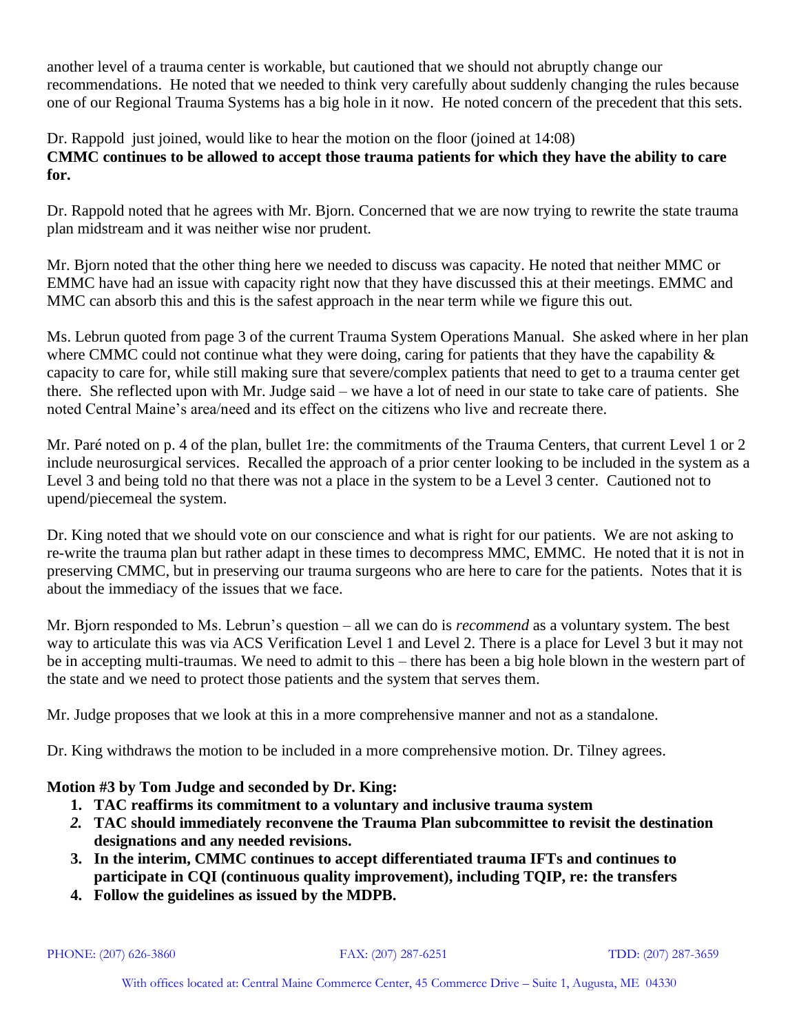another level of a trauma center is workable, but cautioned that we should not abruptly change our recommendations. He noted that we needed to think very carefully about suddenly changing the rules because one of our Regional Trauma Systems has a big hole in it now. He noted concern of the precedent that this sets.

Dr. Rappold just joined, would like to hear the motion on the floor (joined at 14:08)
**CMMC continues to be allowed to accept those trauma patients for which they have the ability to care for.**

Dr. Rappold noted that he agrees with Mr. Bjorn. Concerned that we are now trying to rewrite the state trauma plan midstream and it was neither wise nor prudent.

Mr. Bjorn noted that the other thing here we needed to discuss was capacity. He noted that neither MMC or EMMC have had an issue with capacity right now that they have discussed this at their meetings. EMMC and MMC can absorb this and this is the safest approach in the near term while we figure this out.

Ms. Lebrun quoted from page 3 of the current Trauma System Operations Manual. She asked where in her plan where CMMC could not continue what they were doing, caring for patients that they have the capability & capacity to care for, while still making sure that severe/complex patients that need to get to a trauma center get there. She reflected upon with Mr. Judge said – we have a lot of need in our state to take care of patients. She noted Central Maine's area/need and its effect on the citizens who live and recreate there.

Mr. Paré noted on p. 4 of the plan, bullet 1re: the commitments of the Trauma Centers, that current Level 1 or 2 include neurosurgical services. Recalled the approach of a prior center looking to be included in the system as a Level 3 and being told no that there was not a place in the system to be a Level 3 center. Cautioned not to upend/piecemeal the system.

Dr. King noted that we should vote on our conscience and what is right for our patients. We are not asking to re-write the trauma plan but rather adapt in these times to decompress MMC, EMMC. He noted that it is not in preserving CMMC, but in preserving our trauma surgeons who are here to care for the patients. Notes that it is about the immediacy of the issues that we face.

Mr. Bjorn responded to Ms. Lebrun's question – all we can do is *recommend* as a voluntary system. The best way to articulate this was via ACS Verification Level 1 and Level 2. There is a place for Level 3 but it may not be in accepting multi-traumas. We need to admit to this – there has been a big hole blown in the western part of the state and we need to protect those patients and the system that serves them.

Mr. Judge proposes that we look at this in a more comprehensive manner and not as a standalone.

Dr. King withdraws the motion to be included in a more comprehensive motion. Dr. Tilney agrees.

**Motion #3 by Tom Judge and seconded by Dr. King:**

1. **TAC reaffirms its commitment to a voluntary and inclusive trauma system**
2. **TAC should immediately reconvene the Trauma Plan subcommittee to revisit the destination designations and any needed revisions.**
3. **In the interim, CMMC continues to accept differentiated trauma IFTs and continues to participate in CQI (continuous quality improvement), including TQIP, re: the transfers**
4. **Follow the guidelines as issued by the MDPB.**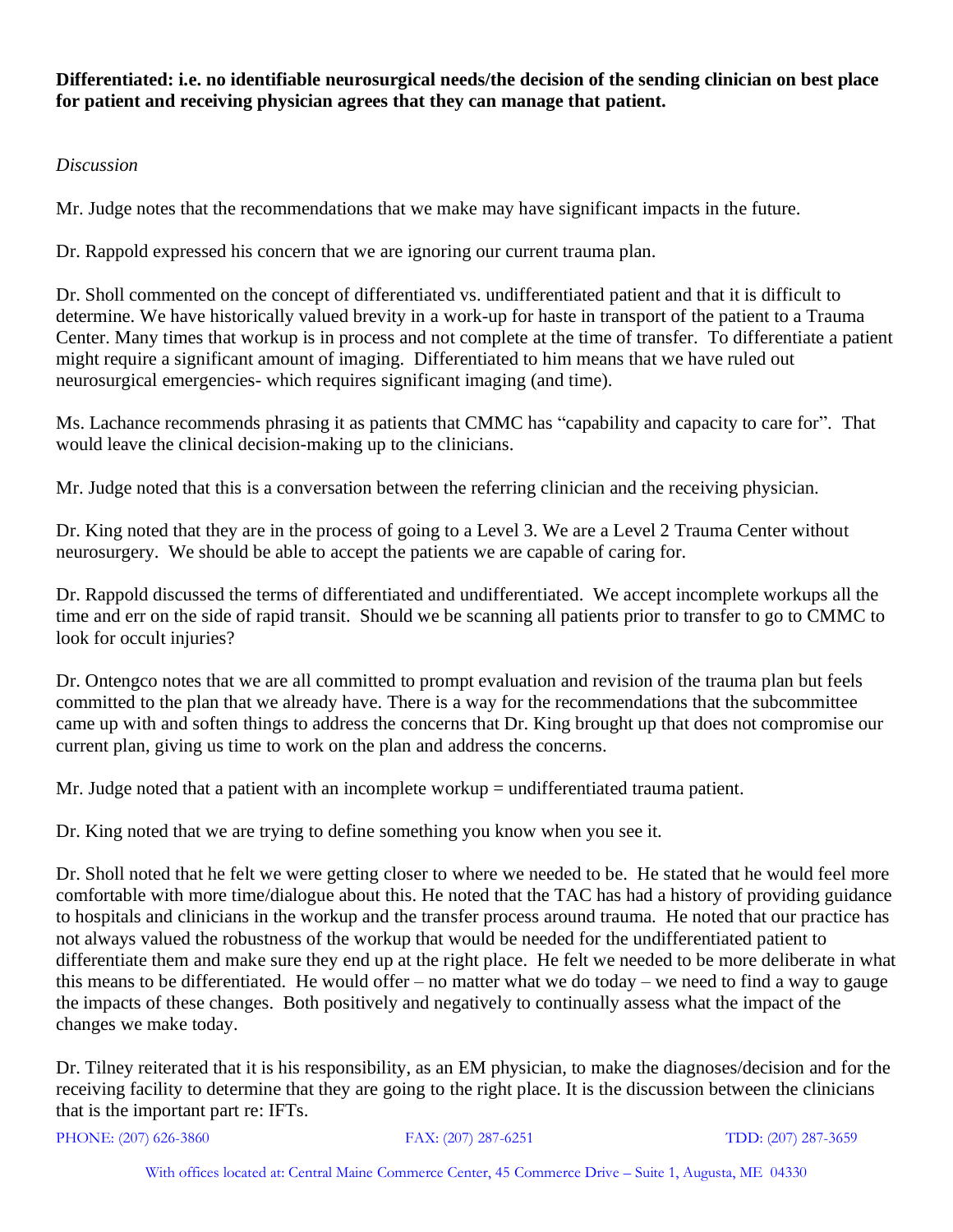**Differentiated: i.e. no identifiable neurosurgical needs/the decision of the sending clinician on best place for patient and receiving physician agrees that they can manage that patient.**

*Discussion*

Mr. Judge notes that the recommendations that we make may have significant impacts in the future.

Dr. Rappold expressed his concern that we are ignoring our current trauma plan.

Dr. Sholl commented on the concept of differentiated vs. undifferentiated patient and that it is difficult to determine. We have historically valued brevity in a work-up for haste in transport of the patient to a Trauma Center. Many times that workup is in process and not complete at the time of transfer. To differentiate a patient might require a significant amount of imaging. Differentiated to him means that we have ruled out neurosurgical emergencies- which requires significant imaging (and time).

Ms. Lachance recommends phrasing it as patients that CMMC has "capability and capacity to care for". That would leave the clinical decision-making up to the clinicians.

Mr. Judge noted that this is a conversation between the referring clinician and the receiving physician.

Dr. King noted that they are in the process of going to a Level 3. We are a Level 2 Trauma Center without neurosurgery. We should be able to accept the patients we are capable of caring for.

Dr. Rappold discussed the terms of differentiated and undifferentiated. We accept incomplete workups all the time and err on the side of rapid transit. Should we be scanning all patients prior to transfer to go to CMMC to look for occult injuries?

Dr. Ontengco notes that we are all committed to prompt evaluation and revision of the trauma plan but feels committed to the plan that we already have. There is a way for the recommendations that the subcommittee came up with and soften things to address the concerns that Dr. King brought up that does not compromise our current plan, giving us time to work on the plan and address the concerns.

Mr. Judge noted that a patient with an incomplete workup = undifferentiated trauma patient.

Dr. King noted that we are trying to define something you know when you see it.

Dr. Sholl noted that he felt we were getting closer to where we needed to be. He stated that he would feel more comfortable with more time/dialogue about this. He noted that the TAC has had a history of providing guidance to hospitals and clinicians in the workup and the transfer process around trauma. He noted that our practice has not always valued the robustness of the workup that would be needed for the undifferentiated patient to differentiate them and make sure they end up at the right place. He felt we needed to be more deliberate in what this means to be differentiated. He would offer – no matter what we do today – we need to find a way to gauge the impacts of these changes. Both positively and negatively to continually assess what the impact of the changes we make today.

Dr. Tilney reiterated that it is his responsibility, as an EM physician, to make the diagnoses/decision and for the receiving facility to determine that they are going to the right place. It is the discussion between the clinicians that is the important part re: IFTs.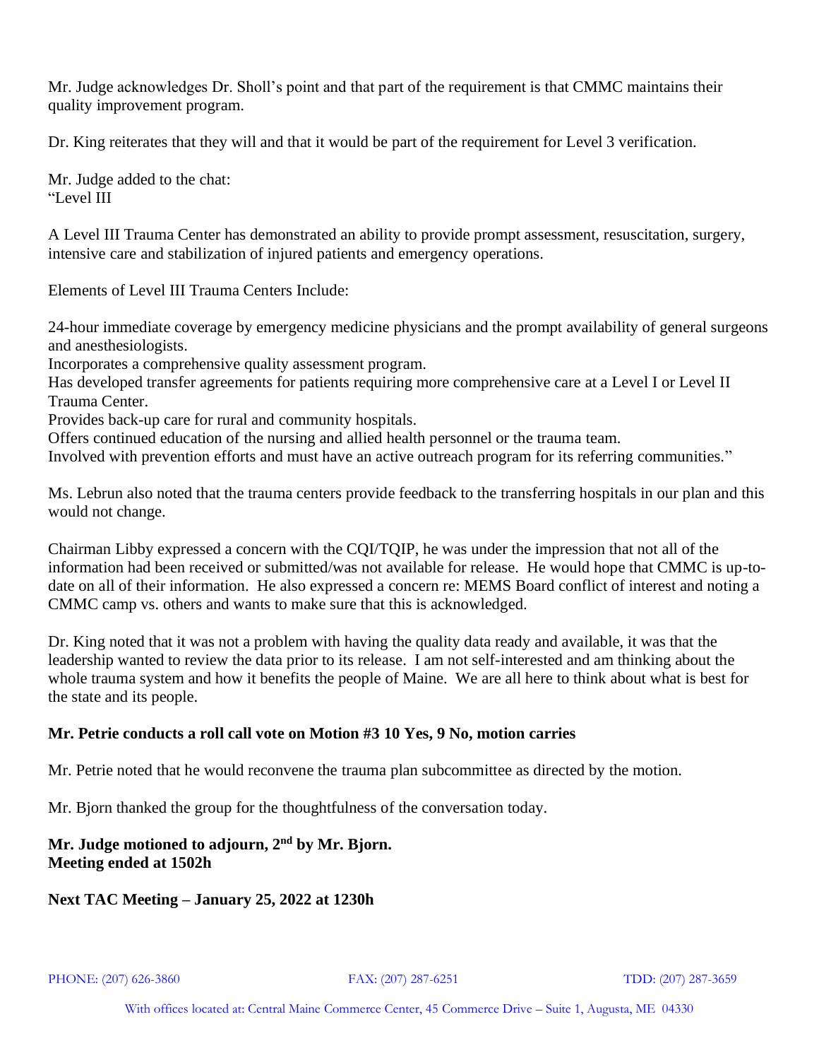Mr. Judge acknowledges Dr. Sholl's point and that part of the requirement is that CMMC maintains their quality improvement program.

Dr. King reiterates that they will and that it would be part of the requirement for Level 3 verification.

Mr. Judge added to the chat:
"Level III

A Level III Trauma Center has demonstrated an ability to provide prompt assessment, resuscitation, surgery, intensive care and stabilization of injured patients and emergency operations.

Elements of Level III Trauma Centers Include:

24-hour immediate coverage by emergency medicine physicians and the prompt availability of general surgeons and anesthesiologists.
Incorporates a comprehensive quality assessment program.
Has developed transfer agreements for patients requiring more comprehensive care at a Level I or Level II Trauma Center.
Provides back-up care for rural and community hospitals.
Offers continued education of the nursing and allied health personnel or the trauma team.
Involved with prevention efforts and must have an active outreach program for its referring communities."

Ms. Lebrun also noted that the trauma centers provide feedback to the transferring hospitals in our plan and this would not change.

Chairman Libby expressed a concern with the CQI/TQIP, he was under the impression that not all of the information had been received or submitted/was not available for release. He would hope that CMMC is up-to-date on all of their information. He also expressed a concern re: MEMS Board conflict of interest and noting a CMMC camp vs. others and wants to make sure that this is acknowledged.

Dr. King noted that it was not a problem with having the quality data ready and available, it was that the leadership wanted to review the data prior to its release. I am not self-interested and am thinking about the whole trauma system and how it benefits the people of Maine. We are all here to think about what is best for the state and its people.

**Mr. Petrie conducts a roll call vote on Motion #3 10 Yes, 9 No, motion carries**

Mr. Petrie noted that he would reconvene the trauma plan subcommittee as directed by the motion.

Mr. Bjorn thanked the group for the thoughtfulness of the conversation today.

**Mr. Judge motioned to adjourn, 2nd by Mr. Bjorn.**
**Meeting ended at 1502h**

**Next TAC Meeting – January 25, 2022 at 1230h**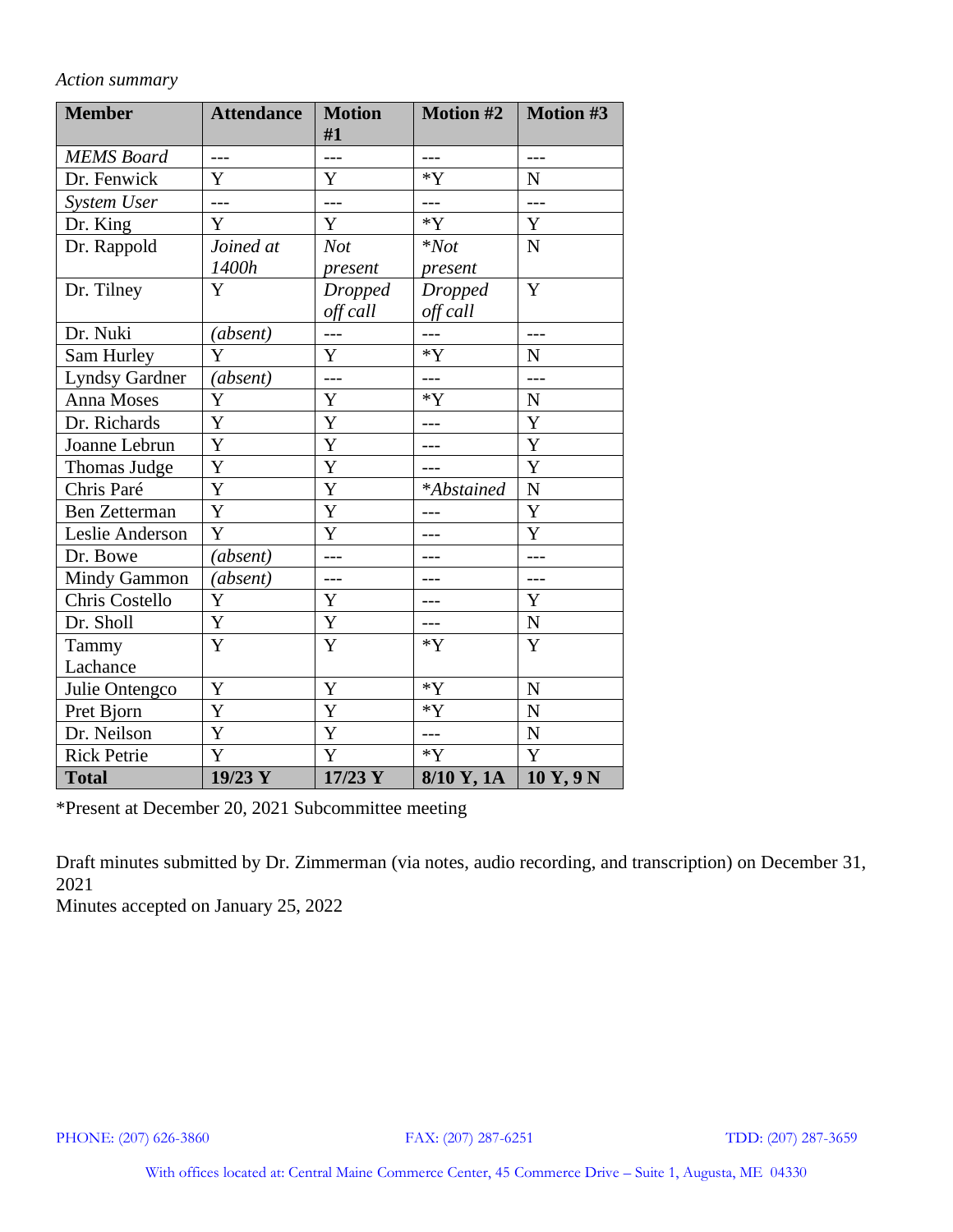*Action summary*

| Member | Attendance | Motion #1 | Motion #2 | Motion #3 |
|---|---|---|---|---|
| *MEMS Board* | --- | --- | --- | --- |
| Dr. Fenwick | Y | Y | *Y | N |
| *System User* | --- | --- | --- | --- |
| Dr. King | Y | Y | *Y | Y |
| Dr. Rappold | *Joined at 1400h* | *Not present* | **Not present* | N |
| Dr. Tilney | Y | *Dropped off call* | *Dropped off call* | Y |
| Dr. Nuki | *(absent)* | --- | --- | --- |
| Sam Hurley | Y | Y | *Y | N |
| Lyndsy Gardner | *(absent)* | --- | --- | --- |
| Anna Moses | Y | Y | *Y | N |
| Dr. Richards | Y | Y | --- | Y |
| Joanne Lebrun | Y | Y | --- | Y |
| Thomas Judge | Y | Y | --- | Y |
| Chris Paré | Y | Y | **Abstained* | N |
| Ben Zetterman | Y | Y | --- | Y |
| Leslie Anderson | Y | Y | --- | Y |
| Dr. Bowe | *(absent)* | --- | --- | --- |
| Mindy Gammon | *(absent)* | --- | --- | --- |
| Chris Costello | Y | Y | --- | Y |
| Dr. Sholl | Y | Y | --- | N |
| Tammy Lachance | Y | Y | *Y | Y |
| Julie Ontengco | Y | Y | *Y | N |
| Pret Bjorn | Y | Y | *Y | N |
| Dr. Neilson | Y | Y | --- | N |
| Rick Petrie | Y | Y | *Y | Y |
| **Total** | **19/23 Y** | **17/23 Y** | **8/10 Y, 1A** | **10 Y, 9 N** |

*Present at December 20, 2021 Subcommittee meeting

Draft minutes submitted by Dr. Zimmerman (via notes, audio recording, and transcription) on December 31, 2021

Minutes accepted on January 25, 2022

PHONE: (207) 626-3860 FAX: (207) 287-6251 TDD: (207) 287-3659

With offices located at: Central Maine Commerce Center, 45 Commerce Drive – Suite 1, Augusta, ME 04330